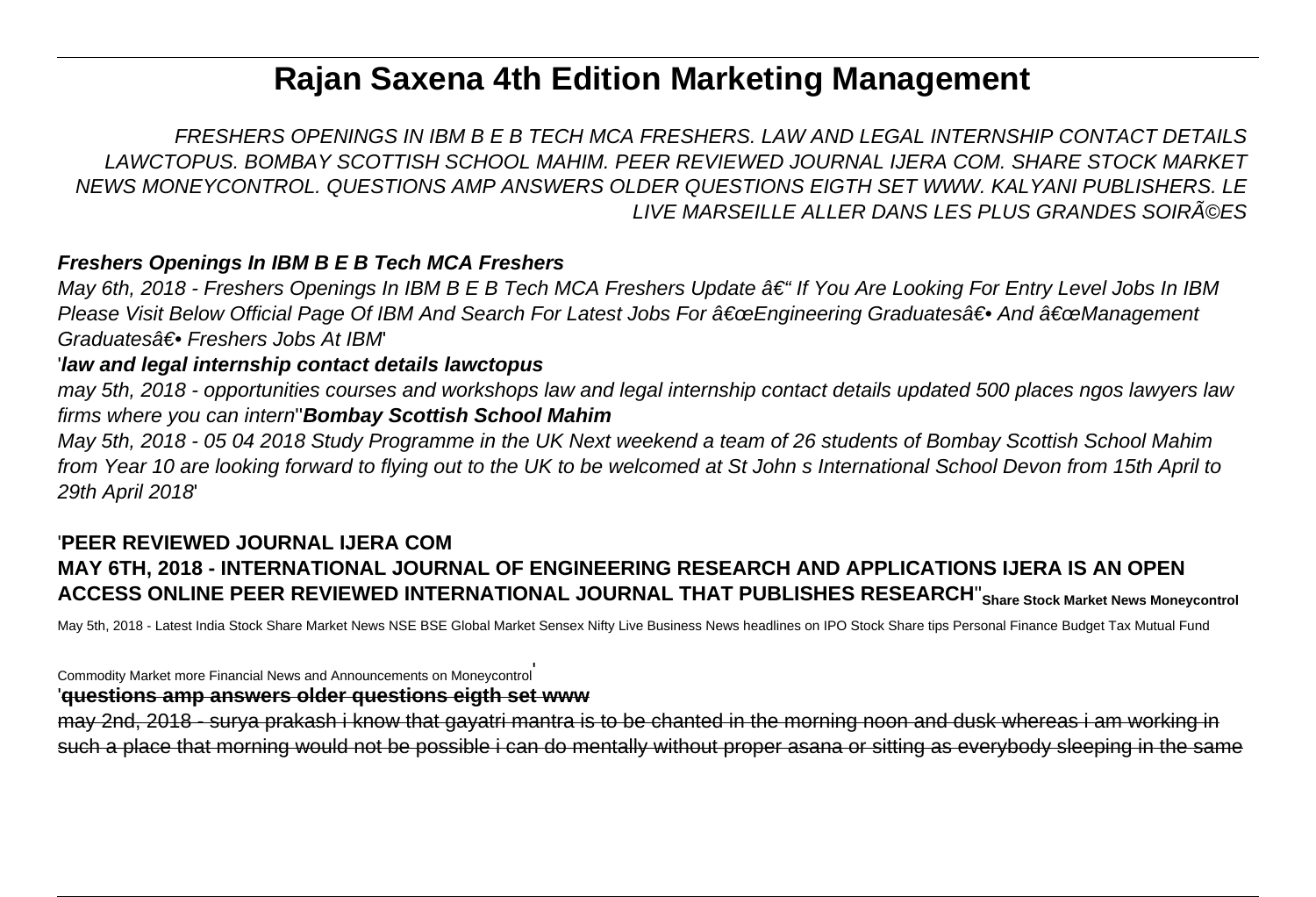# Rajan Saxena 4th Edition Marketing Management

*FRESHERS OPENINGS IN IBM B E B TECH MCA FRESHERS. LAW AND LEGAL INTERNSHIP CONTACT DETAILS LAWCTOPUS. BOMBAY SCOTTISH SCHOOL MAHIM. PEER REVIEWED JOURNAL IJERA COM. SHARE STOCK MARKET NEWS MONEYCONTROL. QUESTIONS AMP ANSWERS OLDER QUESTIONS EIGTH SET WWW. KALYANI PUBLISHERS. LE LIVE MARSEILLE ALLER DANS LES PLUS GRANDES SOIRÃ©ES*

**Freshers Openings In IBM B E B Tech MCA Freshers**

*May 6th, 2018 - Freshers Openings In IBM B E B Tech MCA Freshers Update â€“ If You Are Looking For Entry Level Jobs In IBM Please Visit Below Official Page Of IBM And Search For Latest Jobs For â€œEngineering Graduatesâ€• And â€œManagement Graduatesâ€• Freshers Jobs At IBM*'

'**law and legal internship contact details lawctopus**

*may 5th, 2018 - opportunities courses and workshops law and legal internship contact details updated 500 places ngos lawyers law firms where you can intern*''**Bombay Scottish School Mahim**

*May 5th, 2018 - 05 04 2018 Study Programme in the UK Next weekend a team of 26 students of Bombay Scottish School Mahim from Year 10 are looking forward to flying out to the UK to be welcomed at St John s International School Devon from 15th April to 29th April 2018*'

'**PEER REVIEWED JOURNAL IJERA COM**

**MAY 6TH, 2018 - INTERNATIONAL JOURNAL OF ENGINEERING RESEARCH AND APPLICATIONS IJERA IS AN OPEN ACCESS ONLINE PEER REVIEWED INTERNATIONAL JOURNAL THAT PUBLISHES RESEARCH**''**Share Stock Market News Moneycontrol**

May 5th, 2018 - Latest India Stock Share Market News NSE BSE Global Market Sensex Nifty Live Business News headlines on IPO Stock Share tips Personal Finance Budget Tax Mutual Fund Commodity Market more Financial News and Announcements on Moneycontrol'

'**questions amp answers older questions eigth set www**

may 2nd, 2018 - surya prakash i know that gayatri mantra is to be chanted in the morning noon and dusk whereas i am working in such a place that morning would not be possible i can do mentally without proper asana or sitting as everybody sleeping in the same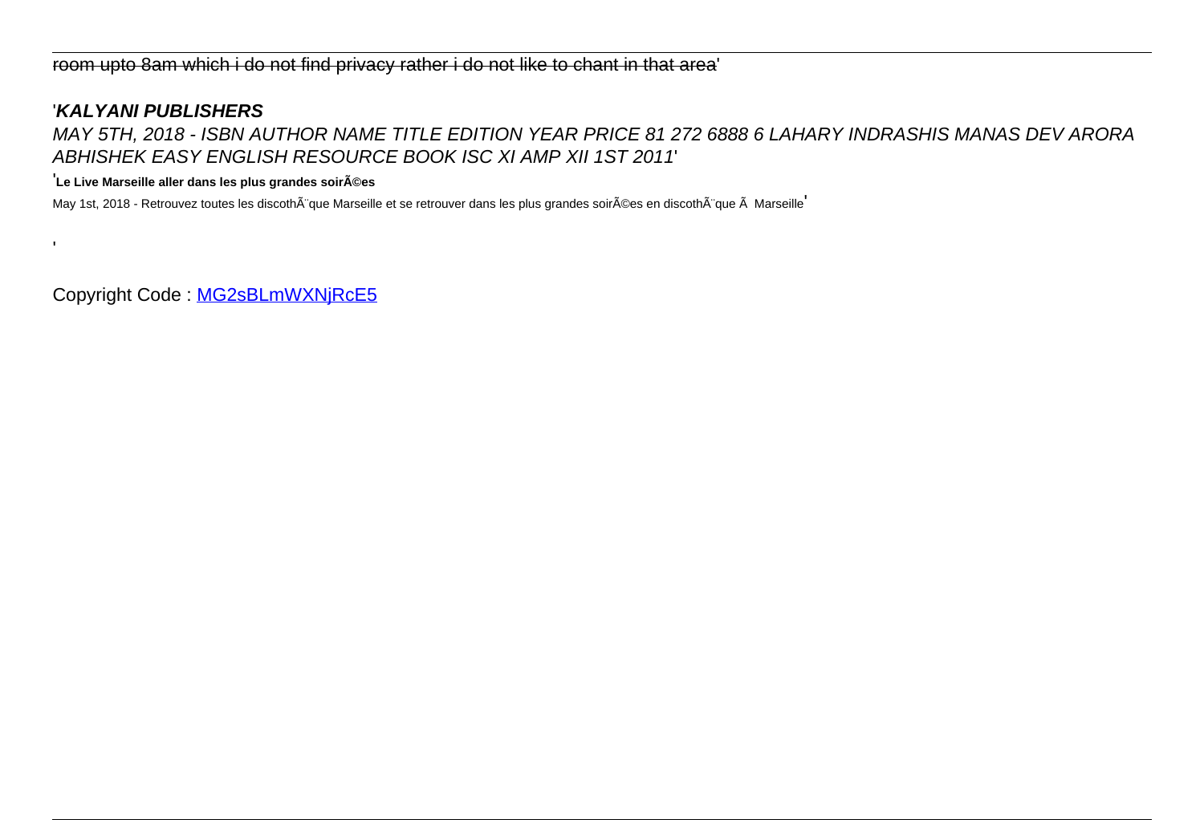room upto 8am which i do not find privacy rather i do not like to chant in that area'

'**KALYANI PUBLISHERS**

*MAY 5TH, 2018 - ISBN AUTHOR NAME TITLE EDITION YEAR PRICE 81 272 6888 6 LAHARY INDRASHIS MANAS DEV ARORA ABHISHEK EASY ENGLISH RESOURCE BOOK ISC XI AMP XII 1ST 2011*'

'**Le Live Marseille aller dans les plus grandes soirÃ©es**

May 1st, 2018 - Retrouvez toutes les discothÃ¨que Marseille et se retrouver dans les plus grandes soirÃ©es en discothÃ¨que Ã  Marseille'

'

Copyright Code : MG2sBLmWXNjRcE5